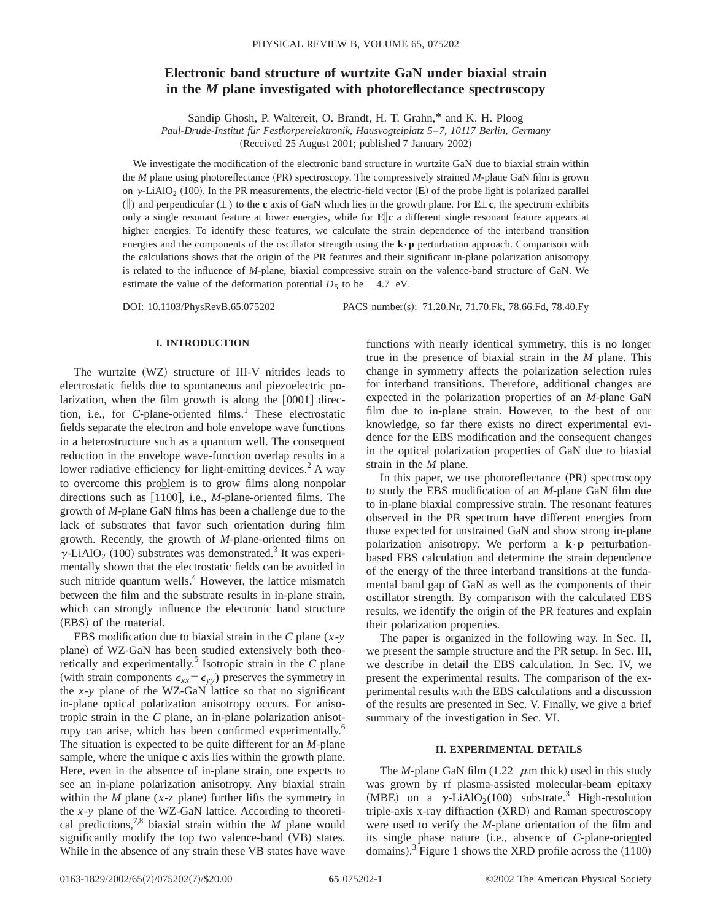# Electronic band structure of wurtzite GaN under biaxial strain in the *M* plane investigated with photoreflectance spectroscopy

Sandip Ghosh, P. Waltereit, O. Brandt, H. T. Grahn,* and K. H. Ploog

*Paul-Drude-Institut für Festkörperelektronik, Hausvogteiplatz 5–7, 10117 Berlin, Germany*

(Received 25 August 2001; published 7 January 2002)

We investigate the modification of the electronic band structure in wurtzite GaN due to biaxial strain within the *M* plane using photoreflectance (PR) spectroscopy. The compressively strained *M*-plane GaN film is grown on $\gamma$-$LiAlO_2$ (100). In the PR measurements, the electric-field vector (**E**) of the probe light is polarized parallel (‖) and perpendicular (⊥) to the **c** axis of GaN which lies in the growth plane. For **E**⊥**c**, the spectrum exhibits only a single resonant feature at lower energies, while for **E**‖**c** a different single resonant feature appears at higher energies. To identify these features, we calculate the strain dependence of the interband transition energies and the components of the oscillator strength using the **k**·**p** perturbation approach. Comparison with the calculations shows that the origin of the PR features and their significant in-plane polarization anisotropy is related to the influence of *M*-plane, biaxial compressive strain on the valence-band structure of GaN. We estimate the value of the deformation potential $D_5$ to be $-4.7$ eV.

DOI: 10.1103/PhysRevB.65.075202 PACS number(s): 71.20.Nr, 71.70.Fk, 78.66.Fd, 78.40.Fy

## I. INTRODUCTION

The wurtzite (WZ) structure of III-V nitrides leads to electrostatic fields due to spontaneous and piezoelectric polarization, when the film growth is along the [0001] direction, i.e., for *C*-plane-oriented films.[1] These electrostatic fields separate the electron and hole envelope wave functions in a heterostructure such as a quantum well. The consequent reduction in the envelope wave-function overlap results in a lower radiative efficiency for light-emitting devices.[2] A way to overcome this problem is to grow films along nonpolar directions such as $[1\bar{1}00]$, i.e., *M*-plane-oriented films. The growth of *M*-plane GaN films has been a challenge due to the lack of substrates that favor such orientation during film growth. Recently, the growth of *M*-plane-oriented films on $\gamma$-$LiAlO_2$ (100) substrates was demonstrated.[3] It was experimentally shown that the electrostatic fields can be avoided in such nitride quantum wells.[4] However, the lattice mismatch between the film and the substrate results in in-plane strain, which can strongly influence the electronic band structure (EBS) of the material.

EBS modification due to biaxial strain in the *C* plane (*x*-*y* plane) of WZ-GaN has been studied extensively both theoretically and experimentally.[5] Isotropic strain in the *C* plane (with strain components $\epsilon_{xx}=\epsilon_{yy}$) preserves the symmetry in the *x*-*y* plane of the WZ-GaN lattice so that no significant in-plane optical polarization anisotropy occurs. For anisotropic strain in the *C* plane, an in-plane polarization anisotropy can arise, which has been confirmed experimentally.[6] The situation is expected to be quite different for an *M*-plane sample, where the unique **c** axis lies within the growth plane. Here, even in the absence of in-plane strain, one expects to see an in-plane polarization anisotropy. Any biaxial strain within the *M* plane (*x*-*z* plane) further lifts the symmetry in the *x*-*y* plane of the WZ-GaN lattice. According to theoretical predictions,[7,8] biaxial strain within the *M* plane would significantly modify the top two valence-band (VB) states. While in the absence of any strain these VB states have wave functions with nearly identical symmetry, this is no longer true in the presence of biaxial strain in the *M* plane. This change in symmetry affects the polarization selection rules for interband transitions. Therefore, additional changes are expected in the polarization properties of an *M*-plane GaN film due to in-plane strain. However, to the best of our knowledge, so far there exists no direct experimental evidence for the EBS modification and the consequent changes in the optical polarization properties of GaN due to biaxial strain in the *M* plane.

In this paper, we use photoreflectance (PR) spectroscopy to study the EBS modification of an *M*-plane GaN film due to in-plane biaxial compressive strain. The resonant features observed in the PR spectrum have different energies from those expected for unstrained GaN and show strong in-plane polarization anisotropy. We perform a **k**·**p** perturbation-based EBS calculation and determine the strain dependence of the energy of the three interband transitions at the fundamental band gap of GaN as well as the components of their oscillator strength. By comparison with the calculated EBS results, we identify the origin of the PR features and explain their polarization properties.

The paper is organized in the following way. In Sec. II, we present the sample structure and the PR setup. In Sec. III, we describe in detail the EBS calculation. In Sec. IV, we present the experimental results. The comparison of the experimental results with the EBS calculations and a discussion of the results are presented in Sec. V. Finally, we give a brief summary of the investigation in Sec. VI.

## II. EXPERIMENTAL DETAILS

The *M*-plane GaN film (1.22 $\mu$m thick) used in this study was grown by rf plasma-assisted molecular-beam epitaxy (MBE) on a $\gamma$-$LiAlO_2$(100) substrate.[3] High-resolution triple-axis x-ray diffraction (XRD) and Raman spectroscopy were used to verify the *M*-plane orientation of the film and its single phase nature (i.e., absence of *C*-plane-oriented domains).[3] Figure 1 shows the XRD profile across the $(1\bar{1}00)$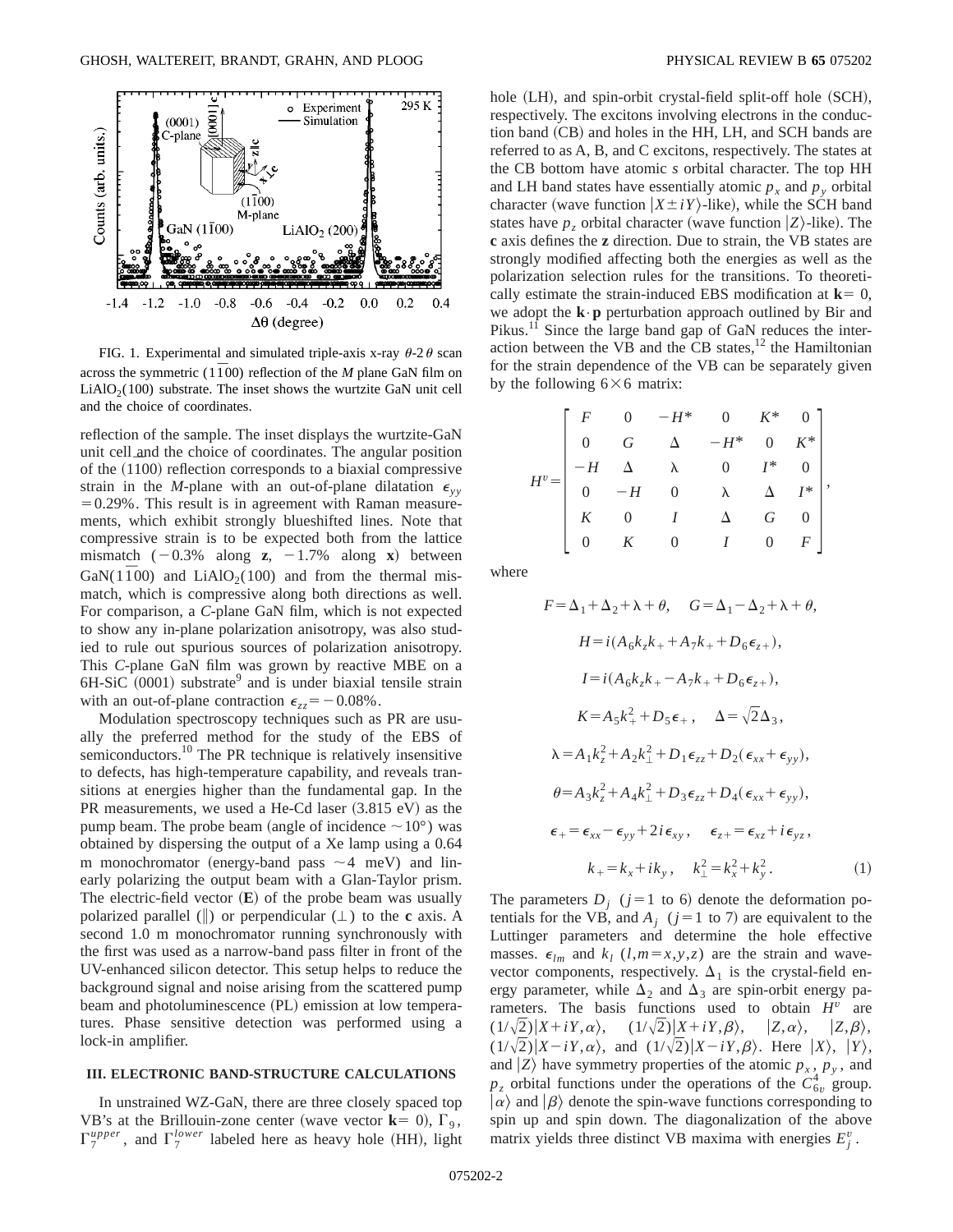FIG. 1. Experimental and simulated triple-axis x-ray $\theta$-$2\theta$ scan across the symmetric $(1\bar{1}00)$ reflection of the *M* plane GaN film on $LiAlO_2(100)$ substrate. The inset shows the wurtzite GaN unit cell and the choice of coordinates.

reflection of the sample. The inset displays the wurtzite-GaN unit cell and the choice of coordinates. The angular position of the $(1\bar{1}00)$ reflection corresponds to a biaxial compressive strain in the *M*-plane with an out-of-plane dilatation $\epsilon_{yy} = 0.29\%$. This result is in agreement with Raman measurements, which exhibit strongly blueshifted lines. Note that compressive strain is to be expected both from the lattice mismatch ($-0.3\%$ along **z**, $-1.7\%$ along **x**) between $GaN(1\bar{1}00)$ and $LiAlO_2(100)$ and from the thermal mismatch, which is compressive along both directions as well. For comparison, a *C*-plane GaN film, which is not expected to show any in-plane polarization anisotropy, was also studied to rule out spurious sources of polarization anisotropy. This *C*-plane GaN film was grown by reactive MBE on a 6H-SiC (0001) substrate[9] and is under biaxial tensile strain with an out-of-plane contraction $\epsilon_{zz} = -0.08\%$.

Modulation spectroscopy techniques such as PR are usually the preferred method for the study of the EBS of semiconductors.[10] The PR technique is relatively insensitive to defects, has high-temperature capability, and reveals transitions at energies higher than the fundamental gap. In the PR measurements, we used a He-Cd laser (3.815 eV) as the pump beam. The probe beam (angle of incidence $\sim 10°$) was obtained by dispersing the output of a Xe lamp using a 0.64 m monochromator (energy-band pass $\sim 4$ meV) and linearly polarizing the output beam with a Glan-Taylor prism. The electric-field vector (**E**) of the probe beam was usually polarized parallel ($\|$) or perpendicular ($\perp$) to the **c** axis. A second 1.0 m monochromator running synchronously with the first was used as a narrow-band pass filter in front of the UV-enhanced silicon detector. This setup helps to reduce the background signal and noise arising from the scattered pump beam and photoluminescence (PL) emission at low temperatures. Phase sensitive detection was performed using a lock-in amplifier.

### III. ELECTRONIC BAND-STRUCTURE CALCULATIONS

In unstrained WZ-GaN, there are three closely spaced top VB's at the Brillouin-zone center (wave vector $\mathbf{k}=0$), $\Gamma_9$, $\Gamma_7^{upper}$, and $\Gamma_7^{lower}$ labeled here as heavy hole (HH), light hole (LH), and spin-orbit crystal-field split-off hole (SCH), respectively. The excitons involving electrons in the conduction band (CB) and holes in the HH, LH, and SCH bands are referred to as A, B, and C excitons, respectively. The states at the CB bottom have atomic *s* orbital character. The top HH and LH band states have essentially atomic $p_x$ and $p_y$ orbital character (wave function $|X \pm iY\rangle$-like), while the SCH band states have $p_z$ orbital character (wave function $|Z\rangle$-like). The **c** axis defines the **z** direction. Due to strain, the VB states are strongly modified affecting both the energies as well as the polarization selection rules for the transitions. To theoretically estimate the strain-induced EBS modification at $\mathbf{k}=0$, we adopt the $\mathbf{k}\cdot\mathbf{p}$ perturbation approach outlined by Bir and Pikus.[11] Since the large band gap of GaN reduces the interaction between the VB and the CB states,[12] the Hamiltonian for the strain dependence of the VB can be separately given by the following $6\times 6$ matrix:

$$H^v = \begin{bmatrix} F & 0 & -H^* & 0 & K^* & 0 \\ 0 & G & \Delta & -H^* & 0 & K^* \\ -H & \Delta & \lambda & 0 & I^* & 0 \\ 0 & -H & 0 & \lambda & \Delta & I^* \\ K & 0 & I & \Delta & G & 0 \\ 0 & K & 0 & I & 0 & F \end{bmatrix},$$

where

$$F = \Delta_1 + \Delta_2 + \lambda + \theta, \quad G = \Delta_1 - \Delta_2 + \lambda + \theta,$$

$$H = i(A_6 k_z k_+ + A_7 k_+ + D_6 \epsilon_{z+}),$$

$$I = i(A_6 k_z k_+ - A_7 k_+ + D_6 \epsilon_{z+}),$$

$$K = A_5 k_+^2 + D_5 \epsilon_+, \quad \Delta = \sqrt{2}\Delta_3,$$

$$\lambda = A_1 k_z^2 + A_2 k_\perp^2 + D_1 \epsilon_{zz} + D_2(\epsilon_{xx} + \epsilon_{yy}),$$

$$\theta = A_3 k_z^2 + A_4 k_\perp^2 + D_3 \epsilon_{zz} + D_4(\epsilon_{xx} + \epsilon_{yy}),$$

$$\epsilon_+ = \epsilon_{xx} - \epsilon_{yy} + 2i\epsilon_{xy}, \quad \epsilon_{z+} = \epsilon_{xz} + i\epsilon_{yz},$$

$$k_+ = k_x + ik_y, \quad k_\perp^2 = k_x^2 + k_y^2. \tag{1}$$

The parameters $D_j$ ($j=1$ to 6) denote the deformation potentials for the VB, and $A_j$ ($j=1$ to 7) are equivalent to the Luttinger parameters and determine the hole effective masses. $\epsilon_{lm}$ and $k_l$ ($l,m=x,y,z$) are the strain and wave-vector components, respectively. $\Delta_1$ is the crystal-field energy parameter, while $\Delta_2$ and $\Delta_3$ are spin-orbit energy parameters. The basis functions used to obtain $H^v$ are $(1/\sqrt{2})|X+iY,\alpha\rangle$, $(1/\sqrt{2})|X+iY,\beta\rangle$, $|Z,\alpha\rangle$, $|Z,\beta\rangle$, $(1/\sqrt{2})|X-iY,\alpha\rangle$, and $(1/\sqrt{2})|X-iY,\beta\rangle$. Here $|X\rangle$, $|Y\rangle$, and $|Z\rangle$ have symmetry properties of the atomic $p_x$, $p_y$, and $p_z$ orbital functions under the operations of the $C_{6v}^4$ group. $|\alpha\rangle$ and $|\beta\rangle$ denote the spin-wave functions corresponding to spin up and spin down. The diagonalization of the above matrix yields three distinct VB maxima with energies $E_j^v$.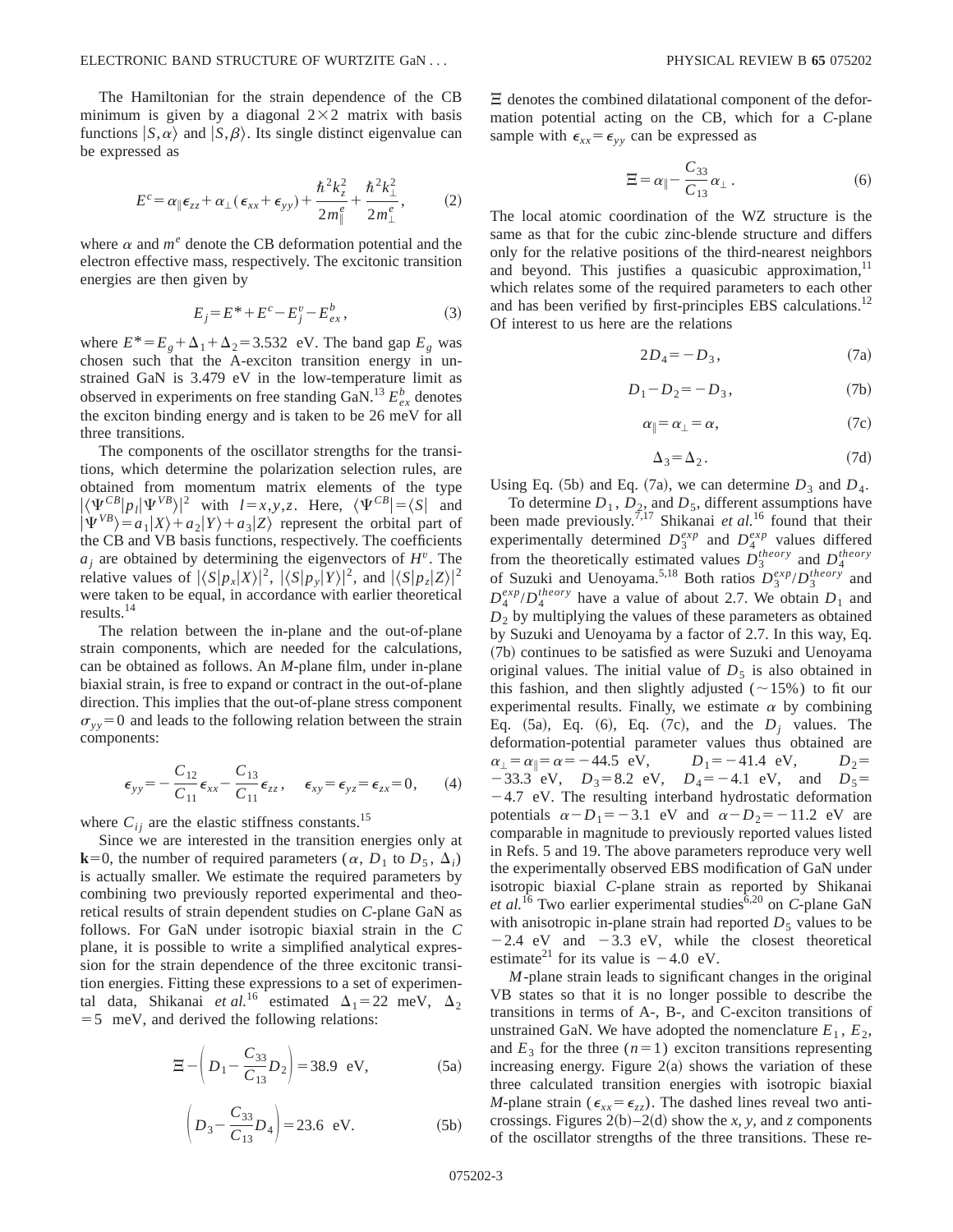The Hamiltonian for the strain dependence of the CB minimum is given by a diagonal $2\times2$ matrix with basis functions $|S,\alpha\rangle$ and $|S,\beta\rangle$. Its single distinct eigenvalue can be expressed as

$$E^c = \alpha_\parallel \epsilon_{zz} + \alpha_\perp(\epsilon_{xx}+\epsilon_{yy}) + \frac{\hbar^2 k_z^2}{2m_\parallel^e} + \frac{\hbar^2 k_\perp^2}{2m_\perp^e}, \qquad (2)$$

where $\alpha$ and $m^e$ denote the CB deformation potential and the electron effective mass, respectively. The excitonic transition energies are then given by

$$E_j = E^* + E^c - E_j^v - E_{ex}^b, \qquad (3)$$

where $E^* = E_g + \Delta_1 + \Delta_2 = 3.532$ eV. The band gap $E_g$ was chosen such that the A-exciton transition energy in unstrained GaN is 3.479 eV in the low-temperature limit as observed in experiments on free standing GaN.[13] $E_{ex}^b$ denotes the exciton binding energy and is taken to be 26 meV for all three transitions.

The components of the oscillator strengths for the transitions, which determine the polarization selection rules, are obtained from momentum matrix elements of the type $|\langle \Psi^{CB}|p_l|\Psi^{VB}\rangle|^2$ with $l=x,y,z$. Here, $\langle \Psi^{CB}| = \langle S|$ and $|\Psi^{VB}\rangle = a_1|X\rangle + a_2|Y\rangle + a_3|Z\rangle$ represent the orbital part of the CB and VB basis functions, respectively. The coefficients $a_j$ are obtained by determining the eigenvectors of $H^v$. The relative values of $|\langle S|p_x|X\rangle|^2$, $|\langle S|p_y|Y\rangle|^2$, and $|\langle S|p_z|Z\rangle|^2$ were taken to be equal, in accordance with earlier theoretical results.[14]

The relation between the in-plane and the out-of-plane strain components, which are needed for the calculations, can be obtained as follows. An *M*-plane film, under in-plane biaxial strain, is free to expand or contract in the out-of-plane direction. This implies that the out-of-plane stress component $\sigma_{yy}=0$ and leads to the following relation between the strain components:

$$\epsilon_{yy} = -\frac{C_{12}}{C_{11}}\epsilon_{xx} - \frac{C_{13}}{C_{11}}\epsilon_{zz}, \quad \epsilon_{xy}=\epsilon_{yz}=\epsilon_{zx}=0, \qquad (4)$$

where $C_{ij}$ are the elastic stiffness constants.[15]

Since we are interested in the transition energies only at $\mathbf{k}=0$, the number of required parameters ($\alpha$, $D_1$ to $D_5$, $\Delta_i$) is actually smaller. We estimate the required parameters by combining two previously reported experimental and theoretical results of strain dependent studies on *C*-plane GaN as follows. For GaN under isotropic biaxial strain in the *C* plane, it is possible to write a simplified analytical expression for the strain dependence of the three excitonic transition energies. Fitting these expressions to a set of experimental data, Shikanai *et al.*[16] estimated $\Delta_1 = 22$ meV, $\Delta_2 = 5$ meV, and derived the following relations:

$$\Xi - \left(D_1 - \frac{C_{33}}{C_{13}}D_2\right) = 38.9 \text{ eV}, \qquad (5a)$$

$$\left(D_3 - \frac{C_{33}}{C_{13}}D_4\right) = 23.6 \text{ eV}. \qquad (5b)$$

$\Xi$ denotes the combined dilatational component of the deformation potential acting on the CB, which for a *C*-plane sample with $\epsilon_{xx}=\epsilon_{yy}$ can be expressed as

$$\Xi = \alpha_\parallel - \frac{C_{33}}{C_{13}}\alpha_\perp. \qquad (6)$$

The local atomic coordination of the WZ structure is the same as that for the cubic zinc-blende structure and differs only for the relative positions of the third-nearest neighbors and beyond. This justifies a quasicubic approximation,[11] which relates some of the required parameters to each other and has been verified by first-principles EBS calculations.[12] Of interest to us here are the relations

$$2D_4 = -D_3, \qquad (7a)$$

$$D_1 - D_2 = -D_3, \qquad (7b)$$

$$\alpha_\parallel = \alpha_\perp = \alpha, \qquad (7c)$$

$$\Delta_3 = \Delta_2. \qquad (7d)$$

Using Eq. (5b) and Eq. (7a), we can determine $D_3$ and $D_4$.

To determine $D_1$, $D_2$, and $D_5$, different assumptions have been made previously.[7,17] Shikanai *et al.*[16] found that their experimentally determined $D_3^{exp}$ and $D_4^{exp}$ values differed from the theoretically estimated values $D_3^{theory}$ and $D_4^{theory}$ of Suzuki and Uenoyama.[5,18] Both ratios $D_3^{exp}/D_3^{theory}$ and $D_4^{exp}/D_4^{theory}$ have a value of about 2.7. We obtain $D_1$ and $D_2$ by multiplying the values of these parameters as obtained by Suzuki and Uenoyama by a factor of 2.7. In this way, Eq. (7b) continues to be satisfied as were Suzuki and Uenoyama original values. The initial value of $D_5$ is also obtained in this fashion, and then slightly adjusted ($\sim$15%) to fit our experimental results. Finally, we estimate $\alpha$ by combining Eq. (5a), Eq. (6), Eq. (7c), and the $D_j$ values. The deformation-potential parameter values thus obtained are $\alpha_\perp = \alpha_\parallel = \alpha = -44.5$ eV, $D_1 = -41.4$ eV, $D_2 = -33.3$ eV, $D_3 = 8.2$ eV, $D_4 = -4.1$ eV, and $D_5 = -4.7$ eV. The resulting interband hydrostatic deformation potentials $\alpha - D_1 = -3.1$ eV and $\alpha - D_2 = -11.2$ eV are comparable in magnitude to previously reported values listed in Refs. 5 and 19. The above parameters reproduce very well the experimentally observed EBS modification of GaN under isotropic biaxial *C*-plane strain as reported by Shikanai *et al.*[16] Two earlier experimental studies[6,20] on *C*-plane GaN with anisotropic in-plane strain had reported $D_5$ values to be $-2.4$ eV and $-3.3$ eV, while the closest theoretical estimate[21] for its value is $-4.0$ eV.

*M*-plane strain leads to significant changes in the original VB states so that it is no longer possible to describe the transitions in terms of A-, B-, and C-exciton transitions of unstrained GaN. We have adopted the nomenclature $E_1$, $E_2$, and $E_3$ for the three ($n=1$) exciton transitions representing increasing energy. Figure 2(a) shows the variation of these three calculated transition energies with isotropic biaxial *M*-plane strain ($\epsilon_{xx}=\epsilon_{zz}$). The dashed lines reveal two anticrossings. Figures 2(b)–2(d) show the *x*, *y*, and *z* components of the oscillator strengths of the three transitions. These re-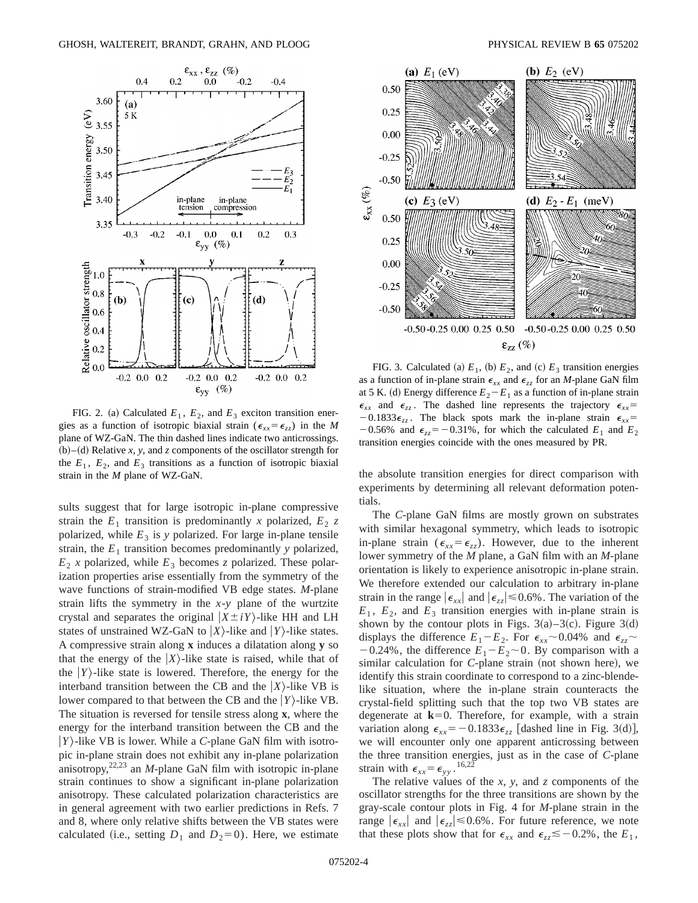FIG. 2. (a) Calculated $E_1$, $E_2$, and $E_3$ exciton transition energies as a function of isotropic biaxial strain ($\epsilon_{xx}=\epsilon_{zz}$) in the *M* plane of WZ-GaN. The thin dashed lines indicate two anticrossings. (b)–(d) Relative *x*, *y*, and *z* components of the oscillator strength for the $E_1$, $E_2$, and $E_3$ transitions as a function of isotropic biaxial strain in the *M* plane of WZ-GaN.

sults suggest that for large isotropic in-plane compressive strain the $E_1$ transition is predominantly *x* polarized, $E_2$ *z* polarized, while $E_3$ is *y* polarized. For large in-plane tensile strain, the $E_1$ transition becomes predominantly *y* polarized, $E_2$ *x* polarized, while $E_3$ becomes *z* polarized. These polarization properties arise essentially from the symmetry of the wave functions of strain-modified VB edge states. *M*-plane strain lifts the symmetry in the *x*-*y* plane of the wurtzite crystal and separates the original $|X\pm iY\rangle$-like HH and LH states of unstrained WZ-GaN to $|X\rangle$-like and $|Y\rangle$-like states. A compressive strain along **x** induces a dilatation along **y** so that the energy of the $|X\rangle$-like state is raised, while that of the $|Y\rangle$-like state is lowered. Therefore, the energy for the interband transition between the CB and the $|X\rangle$-like VB is lower compared to that between the CB and the $|Y\rangle$-like VB. The situation is reversed for tensile stress along **x**, where the energy for the interband transition between the CB and the $|Y\rangle$-like VB is lower. While a *C*-plane GaN film with isotropic in-plane strain does not exhibit any in-plane polarization anisotropy,[22,23] an *M*-plane GaN film with isotropic in-plane strain continues to show a significant in-plane polarization anisotropy. These calculated polarization characteristics are in general agreement with two earlier predictions in Refs. 7 and 8, where only relative shifts between the VB states were calculated (i.e., setting $D_1$ and $D_2=0$). Here, we estimate the absolute transition energies for direct comparison with experiments by determining all relevant deformation potentials.

FIG. 3. Calculated (a) $E_1$, (b) $E_2$, and (c) $E_3$ transition energies as a function of in-plane strain $\epsilon_{xx}$ and $\epsilon_{zz}$ for an *M*-plane GaN film at 5 K. (d) Energy difference $E_2-E_1$ as a function of in-plane strain $\epsilon_{xx}$ and $\epsilon_{zz}$. The dashed line represents the trajectory $\epsilon_{xx}=-0.1833\epsilon_{zz}$. The black spots mark the in-plane strain $\epsilon_{xx}=-0.56\%$ and $\epsilon_{zz}=-0.31\%$, for which the calculated $E_1$ and $E_2$ transition energies coincide with the ones measured by PR.

The *C*-plane GaN films are mostly grown on substrates with similar hexagonal symmetry, which leads to isotropic in-plane strain ($\epsilon_{xx}=\epsilon_{zz}$). However, due to the inherent lower symmetry of the *M* plane, a GaN film with an *M*-plane orientation is likely to experience anisotropic in-plane strain. We therefore extended our calculation to arbitrary in-plane strain in the range $|\epsilon_{xx}|$ and $|\epsilon_{zz}|\leq 0.6\%$. The variation of the $E_1$, $E_2$, and $E_3$ transition energies with in-plane strain is shown by the contour plots in Figs. 3(a)–3(c). Figure 3(d) displays the difference $E_1-E_2$. For $\epsilon_{xx}\sim 0.04\%$ and $\epsilon_{zz}\sim -0.24\%$, the difference $E_1-E_2\sim 0$. By comparison with a similar calculation for *C*-plane strain (not shown here), we identify this strain coordinate to correspond to a zinc-blende-like situation, where the in-plane strain counteracts the crystal-field splitting such that the top two VB states are degenerate at $\mathbf{k}=0$. Therefore, for example, with a strain variation along $\epsilon_{xx}=-0.1833\epsilon_{zz}$ [dashed line in Fig. 3(d)], we will encounter only one apparent anticrossing between the three transition energies, just as in the case of *C*-plane strain with $\epsilon_{xx}=\epsilon_{yy}$.[16,22]

The relative values of the *x*, *y*, and *z* components of the oscillator strengths for the three transitions are shown by the gray-scale contour plots in Fig. 4 for *M*-plane strain in the range $|\epsilon_{xx}|$ and $|\epsilon_{zz}|\leq 0.6\%$. For future reference, we note that these plots show that for $\epsilon_{xx}$ and $\epsilon_{zz}\lesssim -0.2\%$, the $E_1$,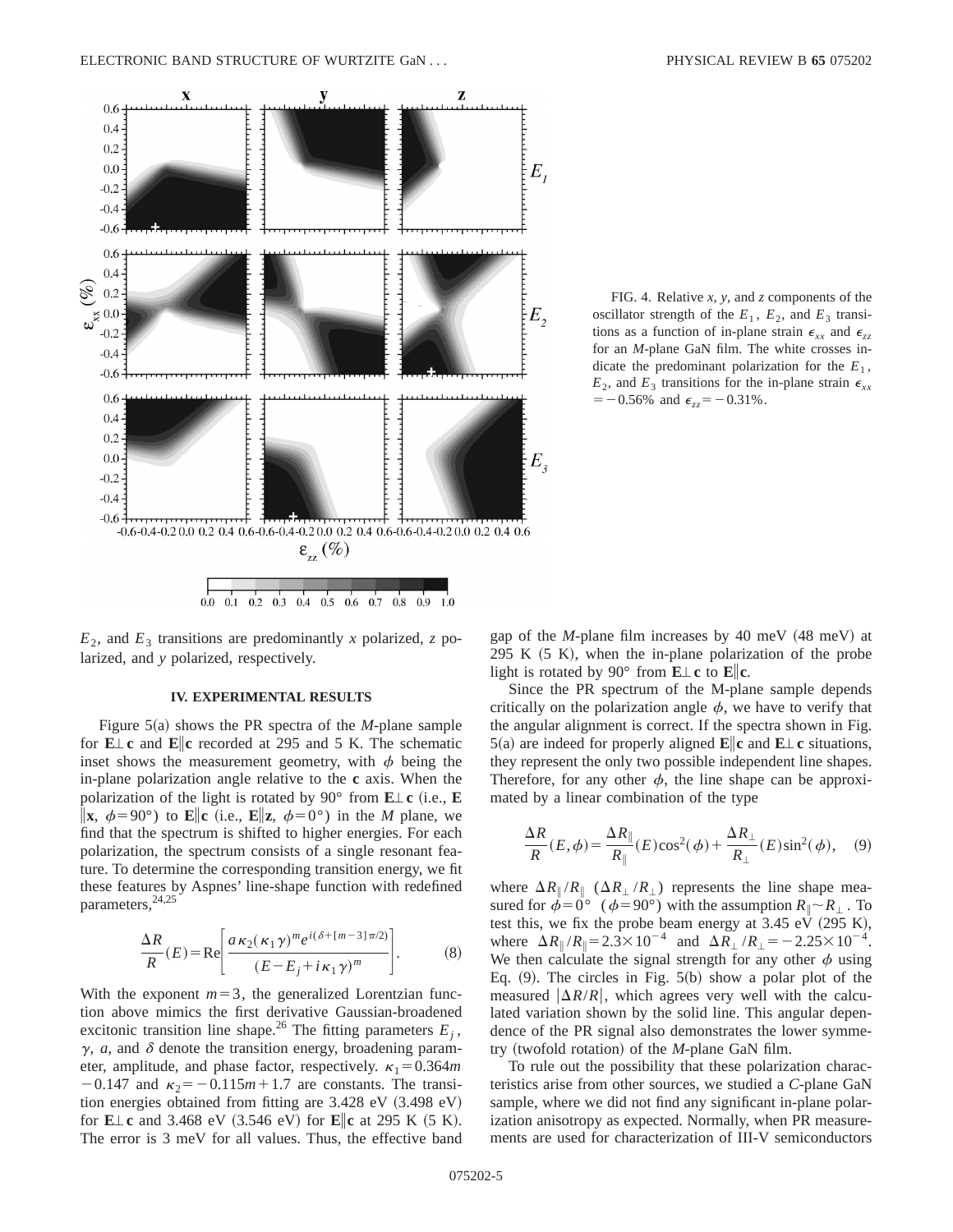FIG. 4. Relative *x*, *y*, and *z* components of the oscillator strength of the $E_1$, $E_2$, and $E_3$ transitions as a function of in-plane strain $\epsilon_{xx}$ and $\epsilon_{zz}$ for an *M*-plane GaN film. The white crosses indicate the predominant polarization for the $E_1$, $E_2$, and $E_3$ transitions for the in-plane strain $\epsilon_{xx} = -0.56\%$ and $\epsilon_{zz} = -0.31\%$.

$E_2$, and $E_3$ transitions are predominantly *x* polarized, *z* polarized, and *y* polarized, respectively.

## IV. EXPERIMENTAL RESULTS

Figure 5(a) shows the PR spectra of the *M*-plane sample for $\mathbf{E}\perp\mathbf{c}$ and $\mathbf{E}\parallel\mathbf{c}$ recorded at 295 and 5 K. The schematic inset shows the measurement geometry, with $\phi$ being the in-plane polarization angle relative to the **c** axis. When the polarization of the light is rotated by 90° from $\mathbf{E}\perp\mathbf{c}$ (i.e., $\mathbf{E}\parallel\mathbf{x}$, $\phi=90°$) to $\mathbf{E}\parallel\mathbf{c}$ (i.e., $\mathbf{E}\parallel\mathbf{z}$, $\phi=0°$) in the *M* plane, we find that the spectrum is shifted to higher energies. For each polarization, the spectrum consists of a single resonant feature. To determine the corresponding transition energy, we fit these features by Aspnes' line-shape function with redefined parameters,[24,25]

$$\frac{\Delta R}{R}(E)=\mathrm{Re}\left[\frac{a\kappa_2(\kappa_1\gamma)^m e^{i(\delta+[m-3]\pi/2)}}{(E-E_j+i\kappa_1\gamma)^m}\right]. \tag{8}$$

With the exponent $m=3$, the generalized Lorentzian function above mimics the first derivative Gaussian-broadened excitonic transition line shape.[26] The fitting parameters $E_j$, $\gamma$, $a$, and $\delta$ denote the transition energy, broadening parameter, amplitude, and phase factor, respectively. $\kappa_1=0.364m-0.147$ and $\kappa_2=-0.115m+1.7$ are constants. The transition energies obtained from fitting are 3.428 eV (3.498 eV) for $\mathbf{E}\perp\mathbf{c}$ and 3.468 eV (3.546 eV) for $\mathbf{E}\parallel\mathbf{c}$ at 295 K (5 K). The error is 3 meV for all values. Thus, the effective band gap of the *M*-plane film increases by 40 meV (48 meV) at 295 K (5 K), when the in-plane polarization of the probe light is rotated by 90° from $\mathbf{E}\perp\mathbf{c}$ to $\mathbf{E}\parallel\mathbf{c}$.

Since the PR spectrum of the M-plane sample depends critically on the polarization angle $\phi$, we have to verify that the angular alignment is correct. If the spectra shown in Fig. 5(a) are indeed for properly aligned $\mathbf{E}\parallel\mathbf{c}$ and $\mathbf{E}\perp\mathbf{c}$ situations, they represent the only two possible independent line shapes. Therefore, for any other $\phi$, the line shape can be approximated by a linear combination of the type

$$\frac{\Delta R}{R}(E,\phi)=\frac{\Delta R_\parallel}{R_\parallel}(E)\cos^2(\phi)+\frac{\Delta R_\perp}{R_\perp}(E)\sin^2(\phi), \tag{9}$$

where $\Delta R_\parallel/R_\parallel$ ($\Delta R_\perp/R_\perp$) represents the line shape measured for $\phi=0°$ ($\phi=90°$) with the assumption $R_\parallel\sim R_\perp$. To test this, we fix the probe beam energy at 3.45 eV (295 K), where $\Delta R_\parallel/R_\parallel=2.3\times10^{-4}$ and $\Delta R_\perp/R_\perp=-2.25\times10^{-4}$. We then calculate the signal strength for any other $\phi$ using Eq. (9). The circles in Fig. 5(b) show a polar plot of the measured $|\Delta R/R|$, which agrees very well with the calculated variation shown by the solid line. This angular dependence of the PR signal also demonstrates the lower symmetry (twofold rotation) of the *M*-plane GaN film.

To rule out the possibility that these polarization characteristics arise from other sources, we studied a *C*-plane GaN sample, where we did not find any significant in-plane polarization anisotropy as expected. Normally, when PR measurements are used for characterization of III-V semiconductors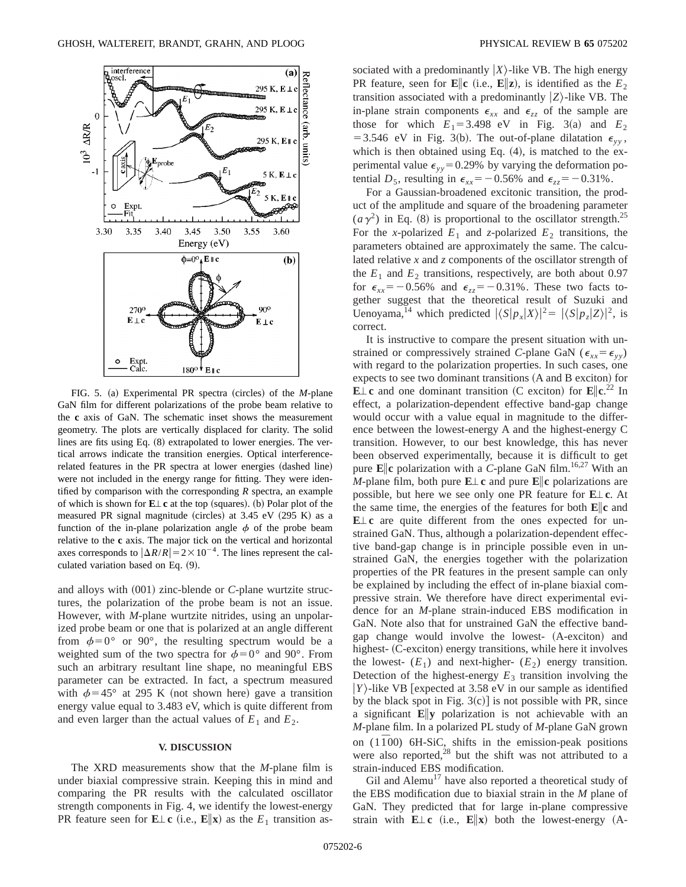FIG. 5. (a) Experimental PR spectra (circles) of the *M*-plane GaN film for different polarizations of the probe beam relative to the **c** axis of GaN. The schematic inset shows the measurement geometry. The plots are vertically displaced for clarity. The solid lines are fits using Eq. (8) extrapolated to lower energies. The vertical arrows indicate the transition energies. Optical interference-related features in the PR spectra at lower energies (dashed line) were not included in the energy range for fitting. They were identified by comparison with the corresponding *R* spectra, an example of which is shown for **E**⊥**c** at the top (squares). (b) Polar plot of the measured PR signal magnitude (circles) at 3.45 eV (295 K) as a function of the in-plane polarization angle $\phi$ of the probe beam relative to the **c** axis. The major tick on the vertical and horizontal axes corresponds to $|\Delta R/R| = 2\times10^{-4}$. The lines represent the calculated variation based on Eq. (9).

and alloys with (001) zinc-blende or *C*-plane wurtzite structures, the polarization of the probe beam is not an issue. However, with *M*-plane wurtzite nitrides, using an unpolarized probe beam or one that is polarized at an angle different from $\phi=0°$ or 90°, the resulting spectrum would be a weighted sum of the two spectra for $\phi=0°$ and 90°. From such an arbitrary resultant line shape, no meaningful EBS parameter can be extracted. In fact, a spectrum measured with $\phi=45°$ at 295 K (not shown here) gave a transition energy value equal to 3.483 eV, which is quite different from and even larger than the actual values of $E_1$ and $E_2$.

## V. DISCUSSION

The XRD measurements show that the *M*-plane film is under biaxial compressive strain. Keeping this in mind and comparing the PR results with the calculated oscillator strength components in Fig. 4, we identify the lowest-energy PR feature seen for **E**⊥**c** (i.e., **E**‖**x**) as the $E_1$ transition associated with a predominantly $|X\rangle$-like VB. The high energy PR feature, seen for **E**‖**c** (i.e., **E**‖**z**), is identified as the $E_2$ transition associated with a predominantly $|Z\rangle$-like VB. The in-plane strain components $\epsilon_{xx}$ and $\epsilon_{zz}$ of the sample are those for which $E_1=3.498$ eV in Fig. 3(a) and $E_2=3.546$ eV in Fig. 3(b). The out-of-plane dilatation $\epsilon_{yy}$, which is then obtained using Eq. (4), is matched to the experimental value $\epsilon_{yy}=0.29\%$ by varying the deformation potential $D_5$, resulting in $\epsilon_{xx}=-0.56\%$ and $\epsilon_{zz}=-0.31\%$.

For a Gaussian-broadened excitonic transition, the product of the amplitude and square of the broadening parameter $(a\gamma^2)$ in Eq. (8) is proportional to the oscillator strength.[25] For the *x*-polarized $E_1$ and *z*-polarized $E_2$ transitions, the parameters obtained are approximately the same. The calculated relative *x* and *z* components of the oscillator strength of the $E_1$ and $E_2$ transitions, respectively, are both about 0.97 for $\epsilon_{xx}=-0.56\%$ and $\epsilon_{zz}=-0.31\%$. These two facts together suggest that the theoretical result of Suzuki and Uenoyama,[14] which predicted $|\langle S|p_x|X\rangle|^2 = |\langle S|p_z|Z\rangle|^2$, is correct.

It is instructive to compare the present situation with unstrained or compressively strained *C*-plane GaN ($\epsilon_{xx}=\epsilon_{yy}$) with regard to the polarization properties. In such cases, one expects to see two dominant transitions (A and B exciton) for **E**⊥**c** and one dominant transition (C exciton) for **E**‖**c**.[22] In effect, a polarization-dependent effective band-gap change would occur with a value equal in magnitude to the difference between the lowest-energy A and the highest-energy C transition. However, to our best knowledge, this has never been observed experimentally, because it is difficult to get pure **E**‖**c** polarization with a *C*-plane GaN film.[16,27] With an *M*-plane film, both pure **E**⊥**c** and pure **E**‖**c** polarizations are possible, but here we see only one PR feature for **E**⊥**c**. At the same time, the energies of the features for both **E**‖**c** and **E**⊥**c** are quite different from the ones expected for unstrained GaN. Thus, although a polarization-dependent effective band-gap change is in principle possible even in unstrained GaN, the energies together with the polarization properties of the PR features in the present sample can only be explained by including the effect of in-plane biaxial compressive strain. We therefore have direct experimental evidence for an *M*-plane strain-induced EBS modification in GaN. Note also that for unstrained GaN the effective band-gap change would involve the lowest- (A-exciton) and highest- (C-exciton) energy transitions, while here it involves the lowest- ($E_1$) and next-higher- ($E_2$) energy transition. Detection of the highest-energy $E_3$ transition involving the $|Y\rangle$-like VB [expected at 3.58 eV in our sample as identified by the black spot in Fig. 3(c)] is not possible with PR, since a significant **E**‖**y** polarization is not achievable with an *M*-plane film. In a polarized PL study of *M*-plane GaN grown on $(1\bar{1}00)$ 6H-SiC, shifts in the emission-peak positions were also reported,[28] but the shift was not attributed to a strain-induced EBS modification.

Gil and Alemu[17] have also reported a theoretical study of the EBS modification due to biaxial strain in the *M* plane of GaN. They predicted that for large in-plane compressive strain with **E**⊥**c** (i.e., **E**‖**x**) both the lowest-energy (A-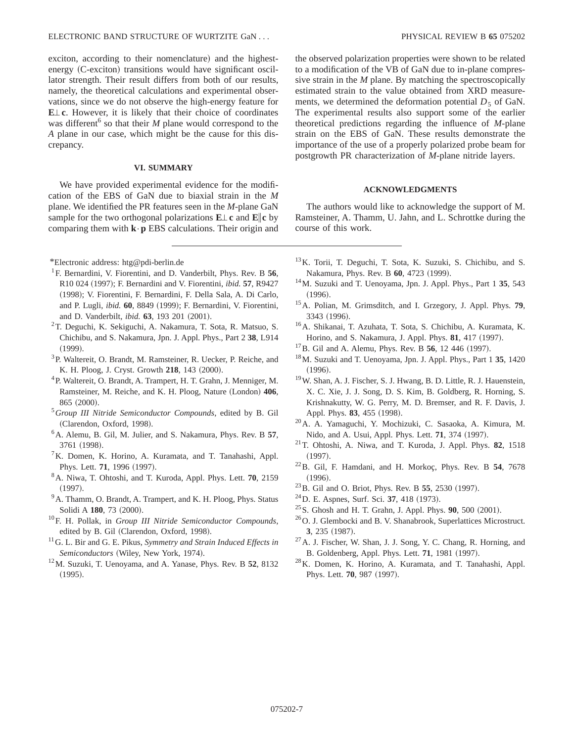exciton, according to their nomenclature) and the highest-energy (C-exciton) transitions would have significant oscillator strength. Their result differs from both of our results, namely, the theoretical calculations and experimental observations, since we do not observe the high-energy feature for **E**⊥**c**. However, it is likely that their choice of coordinates was different[6] so that their *M* plane would correspond to the *A* plane in our case, which might be the cause for this discrepancy.

## VI. SUMMARY

We have provided experimental evidence for the modification of the EBS of GaN due to biaxial strain in the *M* plane. We identified the PR features seen in the *M*-plane GaN sample for the two orthogonal polarizations **E**⊥**c** and **E**∥**c** by comparing them with **k**·**p** EBS calculations. Their origin and the observed polarization properties were shown to be related to a modification of the VB of GaN due to in-plane compressive strain in the *M* plane. By matching the spectroscopically estimated strain to the value obtained from XRD measurements, we determined the deformation potential $D_5$ of GaN. The experimental results also support some of the earlier theoretical predictions regarding the influence of *M*-plane strain on the EBS of GaN. These results demonstrate the importance of the use of a properly polarized probe beam for postgrowth PR characterization of *M*-plane nitride layers.

## ACKNOWLEDGMENTS

The authors would like to acknowledge the support of M. Ramsteiner, A. Thamm, U. Jahn, and L. Schrottke during the course of this work.

---

*Electronic address: htg@pdi-berlin.de

[1] F. Bernardini, V. Fiorentini, and D. Vanderbilt, Phys. Rev. B **56**, R10 024 (1997); F. Bernardini and V. Fiorentini, *ibid.* **57**, R9427 (1998); V. Fiorentini, F. Bernardini, F. Della Sala, A. Di Carlo, and P. Lugli, *ibid.* **60**, 8849 (1999); F. Bernardini, V. Fiorentini, and D. Vanderbilt, *ibid.* **63**, 193 201 (2001).

[2] T. Deguchi, K. Sekiguchi, A. Nakamura, T. Sota, R. Matsuo, S. Chichibu, and S. Nakamura, Jpn. J. Appl. Phys., Part 2 **38**, L914 (1999).

[3] P. Waltereit, O. Brandt, M. Ramsteiner, R. Uecker, P. Reiche, and K. H. Ploog, J. Cryst. Growth **218**, 143 (2000).

[4] P. Waltereit, O. Brandt, A. Trampert, H. T. Grahn, J. Menniger, M. Ramsteiner, M. Reiche, and K. H. Ploog, Nature (London) **406**, 865 (2000).

[5] *Group III Nitride Semiconductor Compounds*, edited by B. Gil (Clarendon, Oxford, 1998).

[6] A. Alemu, B. Gil, M. Julier, and S. Nakamura, Phys. Rev. B **57**, 3761 (1998).

[7] K. Domen, K. Horino, A. Kuramata, and T. Tanahashi, Appl. Phys. Lett. **71**, 1996 (1997).

[8] A. Niwa, T. Ohtoshi, and T. Kuroda, Appl. Phys. Lett. **70**, 2159 (1997).

[9] A. Thamm, O. Brandt, A. Trampert, and K. H. Ploog, Phys. Status Solidi A **180**, 73 (2000).

[10] F. H. Pollak, in *Group III Nitride Semiconductor Compounds*, edited by B. Gil (Clarendon, Oxford, 1998).

[11] G. L. Bir and G. E. Pikus, *Symmetry and Strain Induced Effects in Semiconductors* (Wiley, New York, 1974).

[12] M. Suzuki, T. Uenoyama, and A. Yanase, Phys. Rev. B **52**, 8132 (1995).

[13] K. Torii, T. Deguchi, T. Sota, K. Suzuki, S. Chichibu, and S. Nakamura, Phys. Rev. B **60**, 4723 (1999).

[14] M. Suzuki and T. Uenoyama, Jpn. J. Appl. Phys., Part 1 **35**, 543 (1996).

[15] A. Polian, M. Grimsditch, and I. Grzegory, J. Appl. Phys. **79**, 3343 (1996).

[16] A. Shikanai, T. Azuhata, T. Sota, S. Chichibu, A. Kuramata, K. Horino, and S. Nakamura, J. Appl. Phys. **81**, 417 (1997).

[17] B. Gil and A. Alemu, Phys. Rev. B **56**, 12 446 (1997).

[18] M. Suzuki and T. Uenoyama, Jpn. J. Appl. Phys., Part 1 **35**, 1420 (1996).

[19] W. Shan, A. J. Fischer, S. J. Hwang, B. D. Little, R. J. Hauenstein, X. C. Xie, J. J. Song, D. S. Kim, B. Goldberg, R. Horning, S. Krishnakutty, W. G. Perry, M. D. Bremser, and R. F. Davis, J. Appl. Phys. **83**, 455 (1998).

[20] A. A. Yamaguchi, Y. Mochizuki, C. Sasaoka, A. Kimura, M. Nido, and A. Usui, Appl. Phys. Lett. **71**, 374 (1997).

[21] T. Ohtoshi, A. Niwa, and T. Kuroda, J. Appl. Phys. **82**, 1518 (1997).

[22] B. Gil, F. Hamdani, and H. Morkoç, Phys. Rev. B **54**, 7678 (1996).

[23] B. Gil and O. Briot, Phys. Rev. B **55**, 2530 (1997).

[24] D. E. Aspnes, Surf. Sci. **37**, 418 (1973).

[25] S. Ghosh and H. T. Grahn, J. Appl. Phys. **90**, 500 (2001).

[26] O. J. Glembocki and B. V. Shanabrook, Superlattices Microstruct. **3**, 235 (1987).

[27] A. J. Fischer, W. Shan, J. J. Song, Y. C. Chang, R. Horning, and B. Goldenberg, Appl. Phys. Lett. **71**, 1981 (1997).

[28] K. Domen, K. Horino, A. Kuramata, and T. Tanahashi, Appl. Phys. Lett. **70**, 987 (1997).